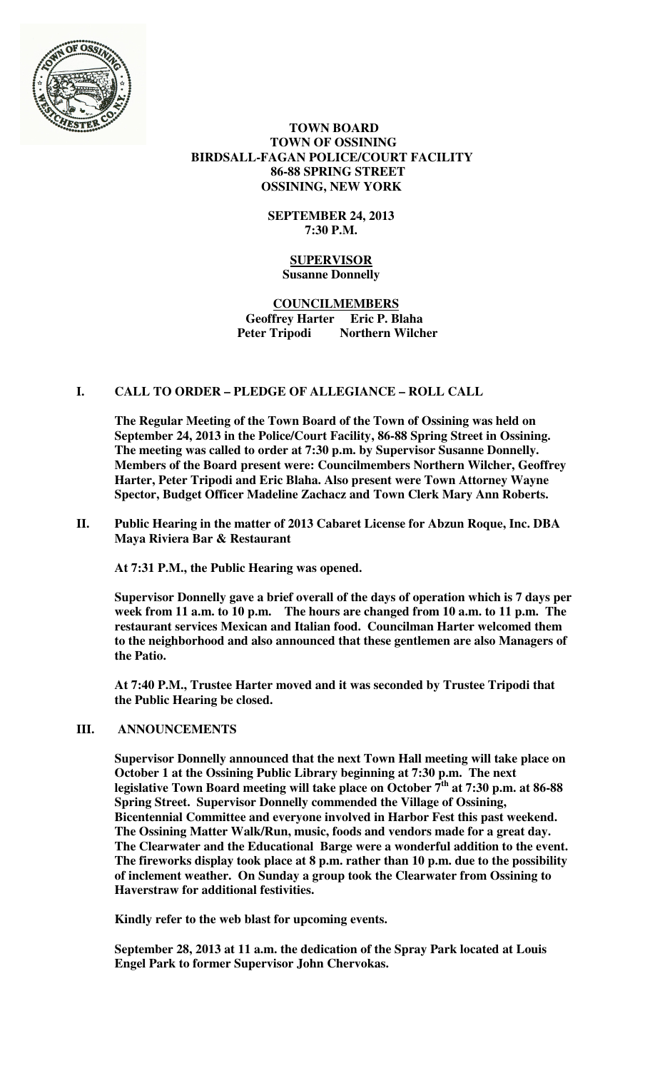**TOWN BOARD**
**TOWN OF OSSINING**
**BIRDSALL-FAGAN POLICE/COURT FACILITY**
**86-88 SPRING STREET**
**OSSINING, NEW YORK**

**SEPTEMBER 24, 2013**
**7:30 P.M.**

**SUPERVISOR**
**Susanne Donnelly**

**COUNCILMEMBERS**
**Geoffrey Harter Eric P. Blaha**
**Peter Tripodi Northern Wilcher**

## I. CALL TO ORDER – PLEDGE OF ALLEGIANCE – ROLL CALL

**The Regular Meeting of the Town Board of the Town of Ossining was held on September 24, 2013 in the Police/Court Facility, 86-88 Spring Street in Ossining. The meeting was called to order at 7:30 p.m. by Supervisor Susanne Donnelly. Members of the Board present were: Councilmembers Northern Wilcher, Geoffrey Harter, Peter Tripodi and Eric Blaha. Also present were Town Attorney Wayne Spector, Budget Officer Madeline Zachacz and Town Clerk Mary Ann Roberts.**

## II. Public Hearing in the matter of 2013 Cabaret License for Abzun Roque, Inc. DBA Maya Riviera Bar & Restaurant

**At 7:31 P.M., the Public Hearing was opened.**

**Supervisor Donnelly gave a brief overall of the days of operation which is 7 days per week from 11 a.m. to 10 p.m. The hours are changed from 10 a.m. to 11 p.m. The restaurant services Mexican and Italian food. Councilman Harter welcomed them to the neighborhood and also announced that these gentlemen are also Managers of the Patio.**

**At 7:40 P.M., Trustee Harter moved and it was seconded by Trustee Tripodi that the Public Hearing be closed.**

## III. ANNOUNCEMENTS

**Supervisor Donnelly announced that the next Town Hall meeting will take place on October 1 at the Ossining Public Library beginning at 7:30 p.m. The next legislative Town Board meeting will take place on October 7th at 7:30 p.m. at 86-88 Spring Street. Supervisor Donnelly commended the Village of Ossining, Bicentennial Committee and everyone involved in Harbor Fest this past weekend. The Ossining Matter Walk/Run, music, foods and vendors made for a great day. The Clearwater and the Educational Barge were a wonderful addition to the event. The fireworks display took place at 8 p.m. rather than 10 p.m. due to the possibility of inclement weather. On Sunday a group took the Clearwater from Ossining to Haverstraw for additional festivities.**

**Kindly refer to the web blast for upcoming events.**

**September 28, 2013 at 11 a.m. the dedication of the Spray Park located at Louis Engel Park to former Supervisor John Chervokas.**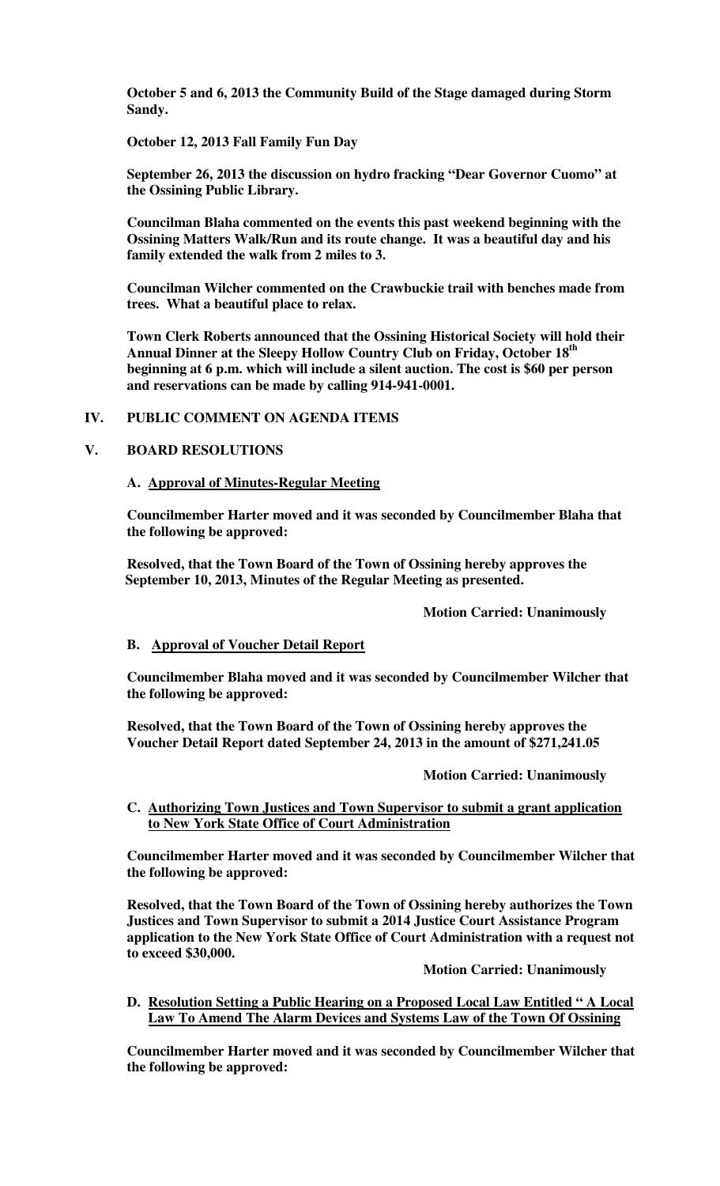**October 5 and 6, 2013 the Community Build of the Stage damaged during Storm Sandy.**

**October 12, 2013 Fall Family Fun Day**

**September 26, 2013 the discussion on hydro fracking "Dear Governor Cuomo" at the Ossining Public Library.**

**Councilman Blaha commented on the events this past weekend beginning with the Ossining Matters Walk/Run and its route change. It was a beautiful day and his family extended the walk from 2 miles to 3.**

**Councilman Wilcher commented on the Crawbuckie trail with benches made from trees. What a beautiful place to relax.**

**Town Clerk Roberts announced that the Ossining Historical Society will hold their Annual Dinner at the Sleepy Hollow Country Club on Friday, October 18th beginning at 6 p.m. which will include a silent auction. The cost is $60 per person and reservations can be made by calling 914-941-0001.**

## IV. PUBLIC COMMENT ON AGENDA ITEMS

## V. BOARD RESOLUTIONS

### A. Approval of Minutes-Regular Meeting

**Councilmember Harter moved and it was seconded by Councilmember Blaha that the following be approved:**

**Resolved, that the Town Board of the Town of Ossining hereby approves the September 10, 2013, Minutes of the Regular Meeting as presented.**

**Motion Carried: Unanimously**

### B. Approval of Voucher Detail Report

**Councilmember Blaha moved and it was seconded by Councilmember Wilcher that the following be approved:**

**Resolved, that the Town Board of the Town of Ossining hereby approves the Voucher Detail Report dated September 24, 2013 in the amount of $271,241.05**

**Motion Carried: Unanimously**

### C. Authorizing Town Justices and Town Supervisor to submit a grant application to New York State Office of Court Administration

**Councilmember Harter moved and it was seconded by Councilmember Wilcher that the following be approved:**

**Resolved, that the Town Board of the Town of Ossining hereby authorizes the Town Justices and Town Supervisor to submit a 2014 Justice Court Assistance Program application to the New York State Office of Court Administration with a request not to exceed $30,000.**

**Motion Carried: Unanimously**

### D. Resolution Setting a Public Hearing on a Proposed Local Law Entitled " A Local Law To Amend The Alarm Devices and Systems Law of the Town Of Ossining

**Councilmember Harter moved and it was seconded by Councilmember Wilcher that the following be approved:**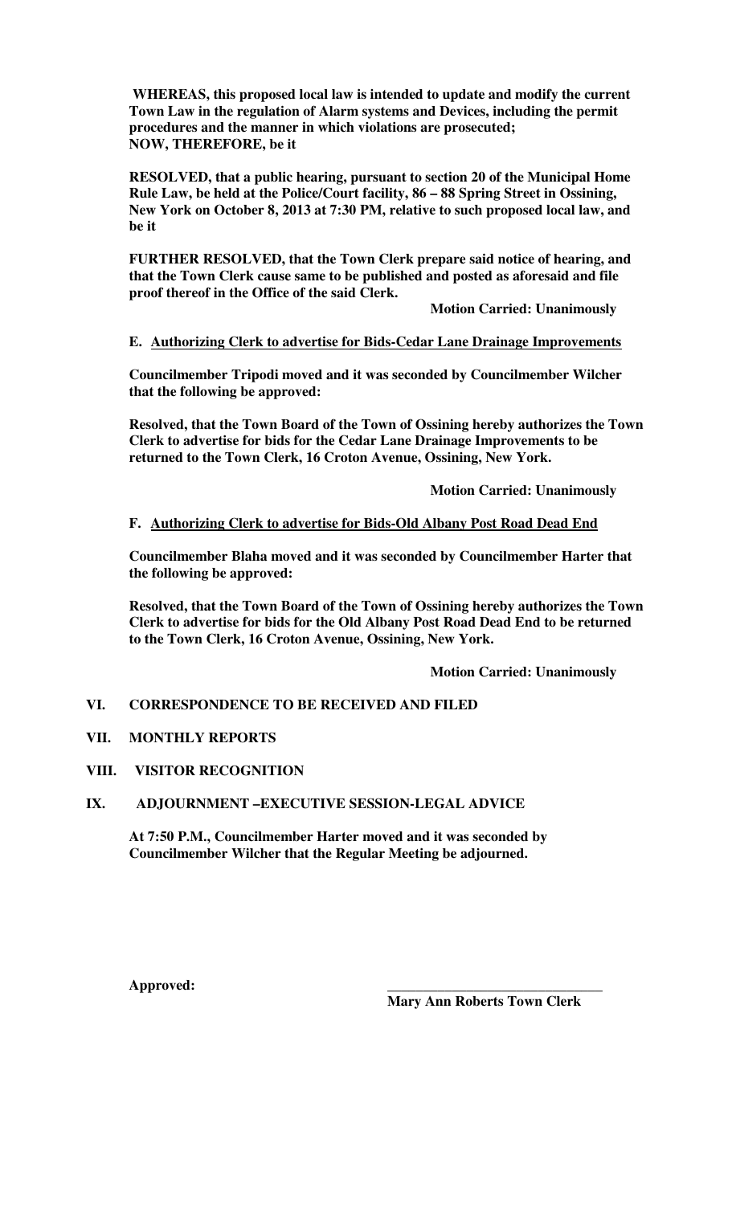**WHEREAS, this proposed local law is intended to update and modify the current Town Law in the regulation of Alarm systems and Devices, including the permit procedures and the manner in which violations are prosecuted;**
**NOW, THEREFORE, be it**

**RESOLVED, that a public hearing, pursuant to section 20 of the Municipal Home Rule Law, be held at the Police/Court facility, 86 – 88 Spring Street in Ossining, New York on October 8, 2013 at 7:30 PM, relative to such proposed local law, and be it**

**FURTHER RESOLVED, that the Town Clerk prepare said notice of hearing, and that the Town Clerk cause same to be published and posted as aforesaid and file proof thereof in the Office of the said Clerk.**

**Motion Carried: Unanimously**

**E. <u>Authorizing Clerk to advertise for Bids-Cedar Lane Drainage Improvements</u>**

**Councilmember Tripodi moved and it was seconded by Councilmember Wilcher that the following be approved:**

**Resolved, that the Town Board of the Town of Ossining hereby authorizes the Town Clerk to advertise for bids for the Cedar Lane Drainage Improvements to be returned to the Town Clerk, 16 Croton Avenue, Ossining, New York.**

**Motion Carried: Unanimously**

**F. <u>Authorizing Clerk to advertise for Bids-Old Albany Post Road Dead End</u>**

**Councilmember Blaha moved and it was seconded by Councilmember Harter that the following be approved:**

**Resolved, that the Town Board of the Town of Ossining hereby authorizes the Town Clerk to advertise for bids for the Old Albany Post Road Dead End to be returned to the Town Clerk, 16 Croton Avenue, Ossining, New York.**

**Motion Carried: Unanimously**

## VI. CORRESPONDENCE TO BE RECEIVED AND FILED

## VII. MONTHLY REPORTS

## VIII. VISITOR RECOGNITION

## IX. ADJOURNMENT –EXECUTIVE SESSION-LEGAL ADVICE

**At 7:50 P.M., Councilmember Harter moved and it was seconded by Councilmember Wilcher that the Regular Meeting be adjourned.**

**Approved:** \_\_\_\_\_\_\_\_\_\_\_\_\_\_\_\_\_\_\_\_\_\_\_\_\_\_\_\_\_\_

**Mary Ann Roberts Town Clerk**